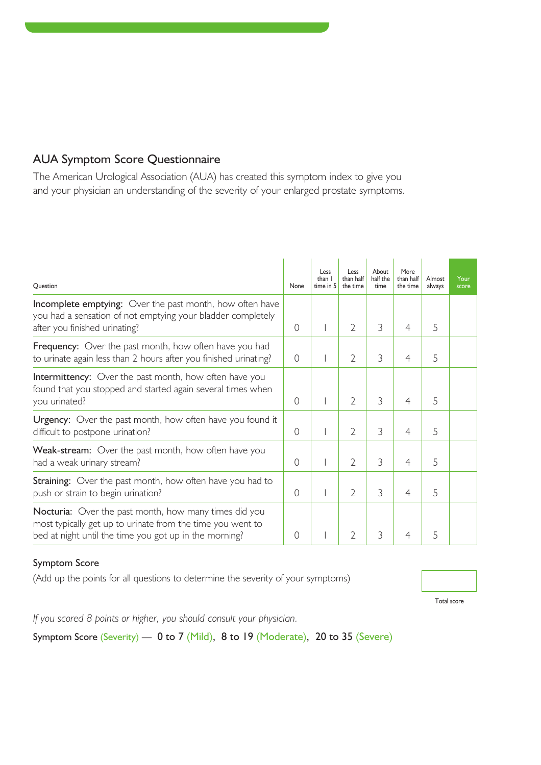## AUA Symptom Score Questionnaire

The American Urological Association (AUA) has created this symptom index to give you and your physician an understanding of the severity of your enlarged prostate symptoms.

| Question | None | Less than 1 time in 5 | Less than half the time | About half the time | More than half the time | Almost always | Your score |
|---|---|---|---|---|---|---|---|
| **Incomplete emptying:** Over the past month, how often have you had a sensation of not emptying your bladder completely after you finished urinating? | 0 | 1 | 2 | 3 | 4 | 5 | |
| **Frequency:** Over the past month, how often have you had to urinate again less than 2 hours after you finished urinating? | 0 | 1 | 2 | 3 | 4 | 5 | |
| **Intermittency:** Over the past month, how often have you found that you stopped and started again several times when you urinated? | 0 | 1 | 2 | 3 | 4 | 5 | |
| **Urgency:** Over the past month, how often have you found it difficult to postpone urination? | 0 | 1 | 2 | 3 | 4 | 5 | |
| **Weak-stream:** Over the past month, how often have you had a weak urinary stream? | 0 | 1 | 2 | 3 | 4 | 5 | |
| **Straining:** Over the past month, how often have you had to push or strain to begin urination? | 0 | 1 | 2 | 3 | 4 | 5 | |
| **Nocturia:** Over the past month, how many times did you most typically get up to urinate from the time you went to bed at night until the time you got up in the morning? | 0 | 1 | 2 | 3 | 4 | 5 | |

**Symptom Score**

(Add up the points for all questions to determine the severity of your symptoms)

Total score

*If you scored 8 points or higher, you should consult your physician.*

Symptom Score (Severity) — 0 to 7 (Mild), 8 to 19 (Moderate), 20 to 35 (Severe)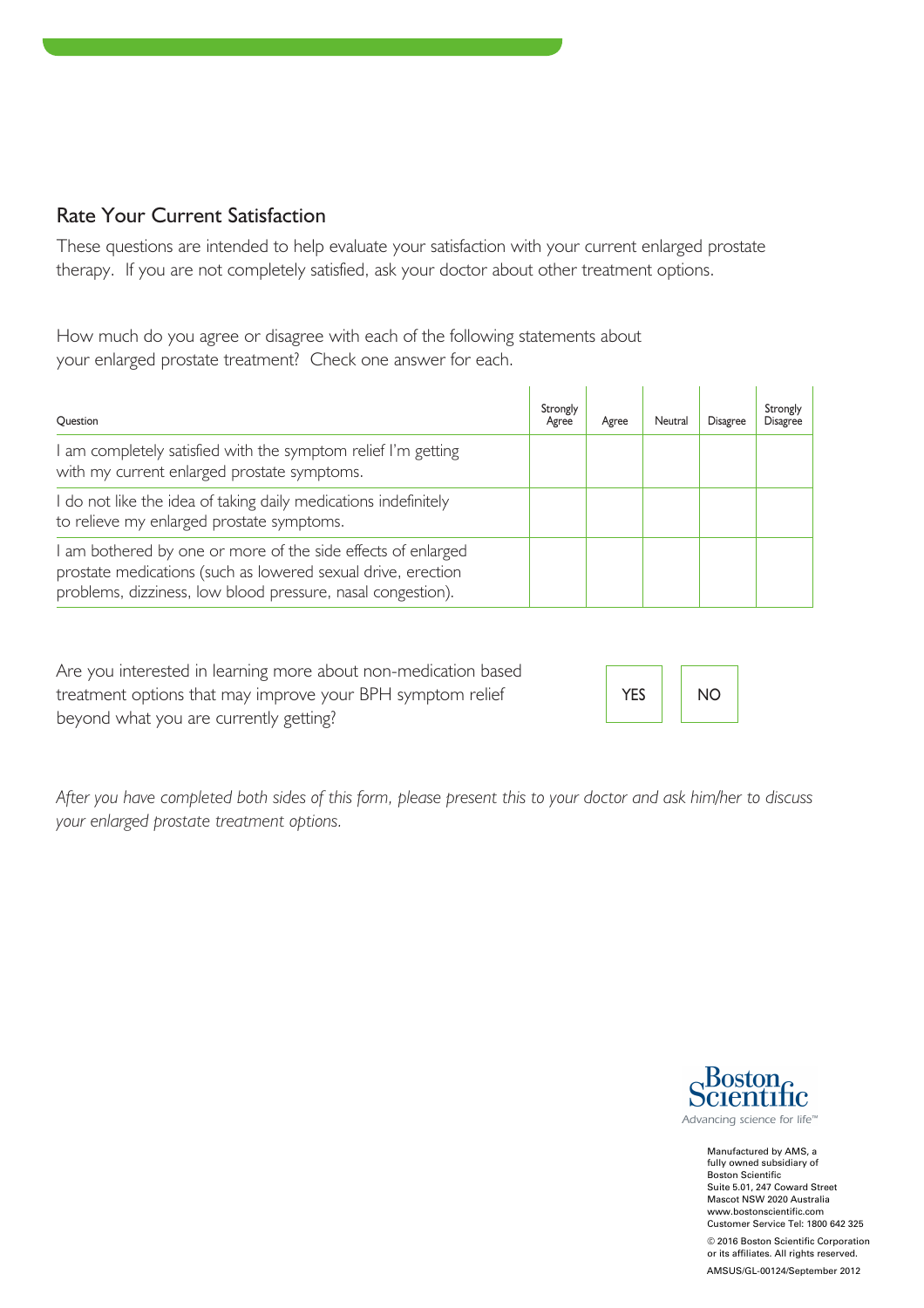## Rate Your Current Satisfaction

These questions are intended to help evaluate your satisfaction with your current enlarged prostate therapy. If you are not completely satisfied, ask your doctor about other treatment options.

How much do you agree or disagree with each of the following statements about your enlarged prostate treatment? Check one answer for each.

| Question | Strongly Agree | Agree | Neutral | Disagree | Strongly Disagree |
|---|---|---|---|---|---|
| I am completely satisfied with the symptom relief I'm getting with my current enlarged prostate symptoms. | | | | | |
| I do not like the idea of taking daily medications indefinitely to relieve my enlarged prostate symptoms. | | | | | |
| I am bothered by one or more of the side effects of enlarged prostate medications (such as lowered sexual drive, erection problems, dizziness, low blood pressure, nasal congestion). | | | | | |

Are you interested in learning more about non-medication based treatment options that may improve your BPH symptom relief beyond what you are currently getting?

YES NO

*After you have completed both sides of this form, please present this to your doctor and ask him/her to discuss your enlarged prostate treatment options.*

Boston Scientific

Advancing science for life™

Manufactured by AMS, a fully owned subsidiary of Boston Scientific
Suite 5.01, 247 Coward Street
Mascot NSW 2020 Australia
www.bostonscientific.com
Customer Service Tel: 1800 642 325

© 2016 Boston Scientific Corporation or its affiliates. All rights reserved.

AMSUS/GL-00124/September 2012